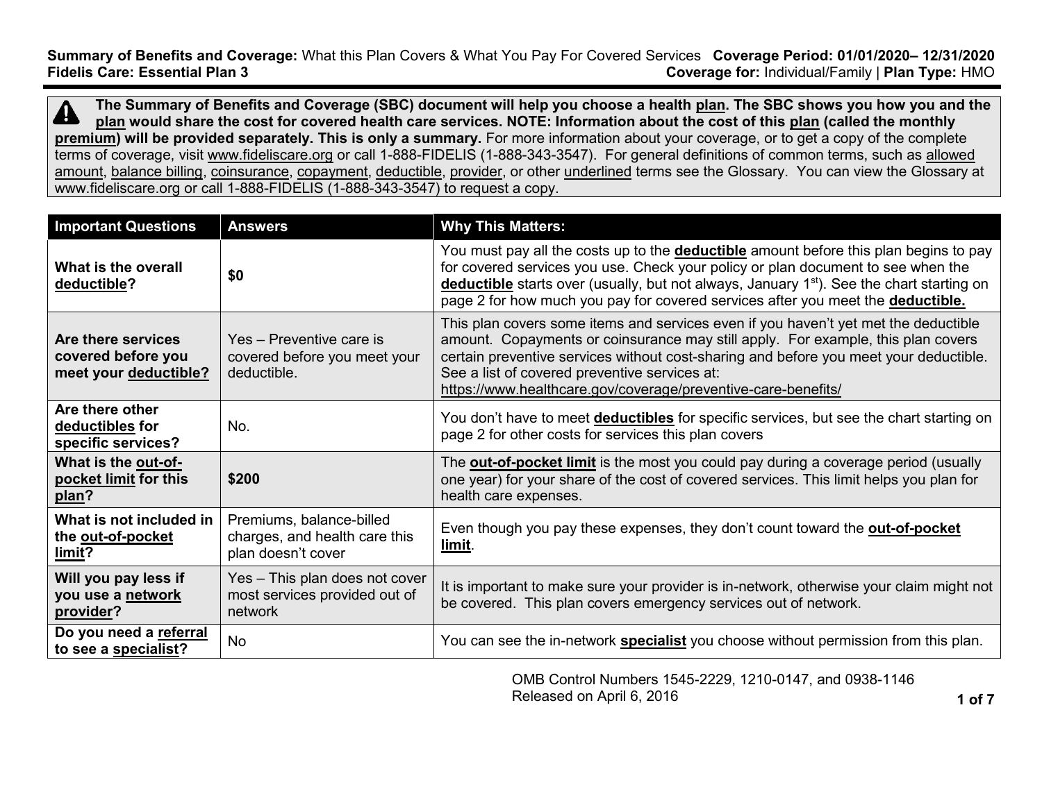**Summary of Benefits and Coverage:** What this Plan Covers & What You Pay For Covered Services **Coverage Period: 01/01/2020– 12/31/2020**
**Fidelis Care: Essential Plan 3** **Coverage for:** Individual/Family | **Plan Type:** HMO

**The Summary of Benefits and Coverage (SBC) document will help you choose a health plan. The SBC shows you how you and the plan would share the cost for covered health care services. NOTE: Information about the cost of this plan (called the monthly premium) will be provided separately. This is only a summary.** For more information about your coverage, or to get a copy of the complete terms of coverage, visit www.fideliscare.org or call 1-888-FIDELIS (1-888-343-3547). For general definitions of common terms, such as allowed amount, balance billing, coinsurance, copayment, deductible, provider, or other underlined terms see the Glossary. You can view the Glossary at www.fideliscare.org or call 1-888-FIDELIS (1-888-343-3547) to request a copy.

| Important Questions | Answers | Why This Matters: |
| --- | --- | --- |
| **What is the overall deductible?** | **$0** | You must pay all the costs up to the **deductible** amount before this plan begins to pay for covered services you use. Check your policy or plan document to see when the **deductible** starts over (usually, but not always, January 1st). See the chart starting on page 2 for how much you pay for covered services after you meet the **deductible.** |
| **Are there services covered before you meet your deductible?** | Yes – Preventive care is covered before you meet your deductible. | This plan covers some items and services even if you haven't yet met the deductible amount. Copayments or coinsurance may still apply. For example, this plan covers certain preventive services without cost-sharing and before you meet your deductible. See a list of covered preventive services at: https://www.healthcare.gov/coverage/preventive-care-benefits/ |
| **Are there other deductibles for specific services?** | No. | You don't have to meet **deductibles** for specific services, but see the chart starting on page 2 for other costs for services this plan covers |
| **What is the out-of-pocket limit for this plan?** | **$200** | The **out-of-pocket limit** is the most you could pay during a coverage period (usually one year) for your share of the cost of covered services. This limit helps you plan for health care expenses. |
| **What is not included in the out-of-pocket limit?** | Premiums, balance-billed charges, and health care this plan doesn't cover | Even though you pay these expenses, they don't count toward the **out-of-pocket limit**. |
| **Will you pay less if you use a network provider?** | Yes – This plan does not cover most services provided out of network | It is important to make sure your provider is in-network, otherwise your claim might not be covered. This plan covers emergency services out of network. |
| **Do you need a referral to see a specialist?** | No | You can see the in-network **specialist** you choose without permission from this plan. |

OMB Control Numbers 1545-2229, 1210-0147, and 0938-1146
Released on April 6, 2016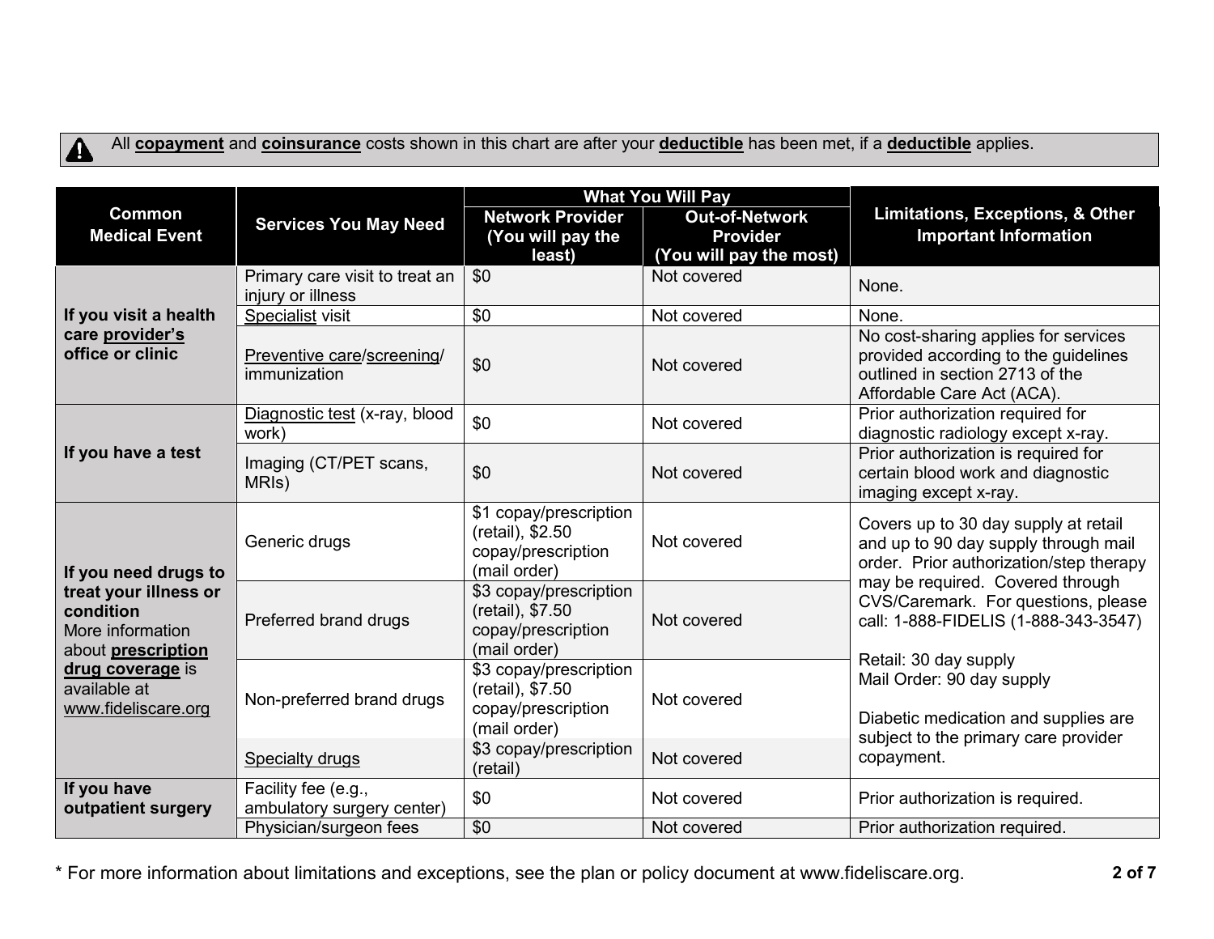⚠ All **copayment** and **coinsurance** costs shown in this chart are after your **deductible** has been met, if a **deductible** applies.

| Common Medical Event | Services You May Need | What You Will Pay: Network Provider (You will pay the least) | What You Will Pay: Out-of-Network Provider (You will pay the most) | Limitations, Exceptions, & Other Important Information |
|---|---|---|---|---|
| **If you visit a health care provider's office or clinic** | Primary care visit to treat an injury or illness | $0 | Not covered | None. |
| | Specialist visit | $0 | Not covered | None. |
| | Preventive care/screening/ immunization | $0 | Not covered | No cost-sharing applies for services provided according to the guidelines outlined in section 2713 of the Affordable Care Act (ACA). |
| **If you have a test** | Diagnostic test (x-ray, blood work) | $0 | Not covered | Prior authorization required for diagnostic radiology except x-ray. |
| | Imaging (CT/PET scans, MRIs) | $0 | Not covered | Prior authorization is required for certain blood work and diagnostic imaging except x-ray. |
| **If you need drugs to treat your illness or condition** More information about **prescription drug coverage** is available at www.fideliscare.org | Generic drugs | $1 copay/prescription (retail), $2.50 copay/prescription (mail order) | Not covered | Covers up to 30 day supply at retail and up to 90 day supply through mail order. Prior authorization/step therapy may be required. Covered through CVS/Caremark. For questions, please call: 1-888-FIDELIS (1-888-343-3547)<br><br>Retail: 30 day supply<br>Mail Order: 90 day supply<br><br>Diabetic medication and supplies are subject to the primary care provider copayment. |
| | Preferred brand drugs | $3 copay/prescription (retail), $7.50 copay/prescription (mail order) | Not covered | |
| | Non-preferred brand drugs | $3 copay/prescription (retail), $7.50 copay/prescription (mail order) | Not covered | |
| | Specialty drugs | $3 copay/prescription (retail) | Not covered | |
| **If you have outpatient surgery** | Facility fee (e.g., ambulatory surgery center) | $0 | Not covered | Prior authorization is required. |
| | Physician/surgeon fees | $0 | Not covered | Prior authorization required. |

* For more information about limitations and exceptions, see the plan or policy document at www.fideliscare.org.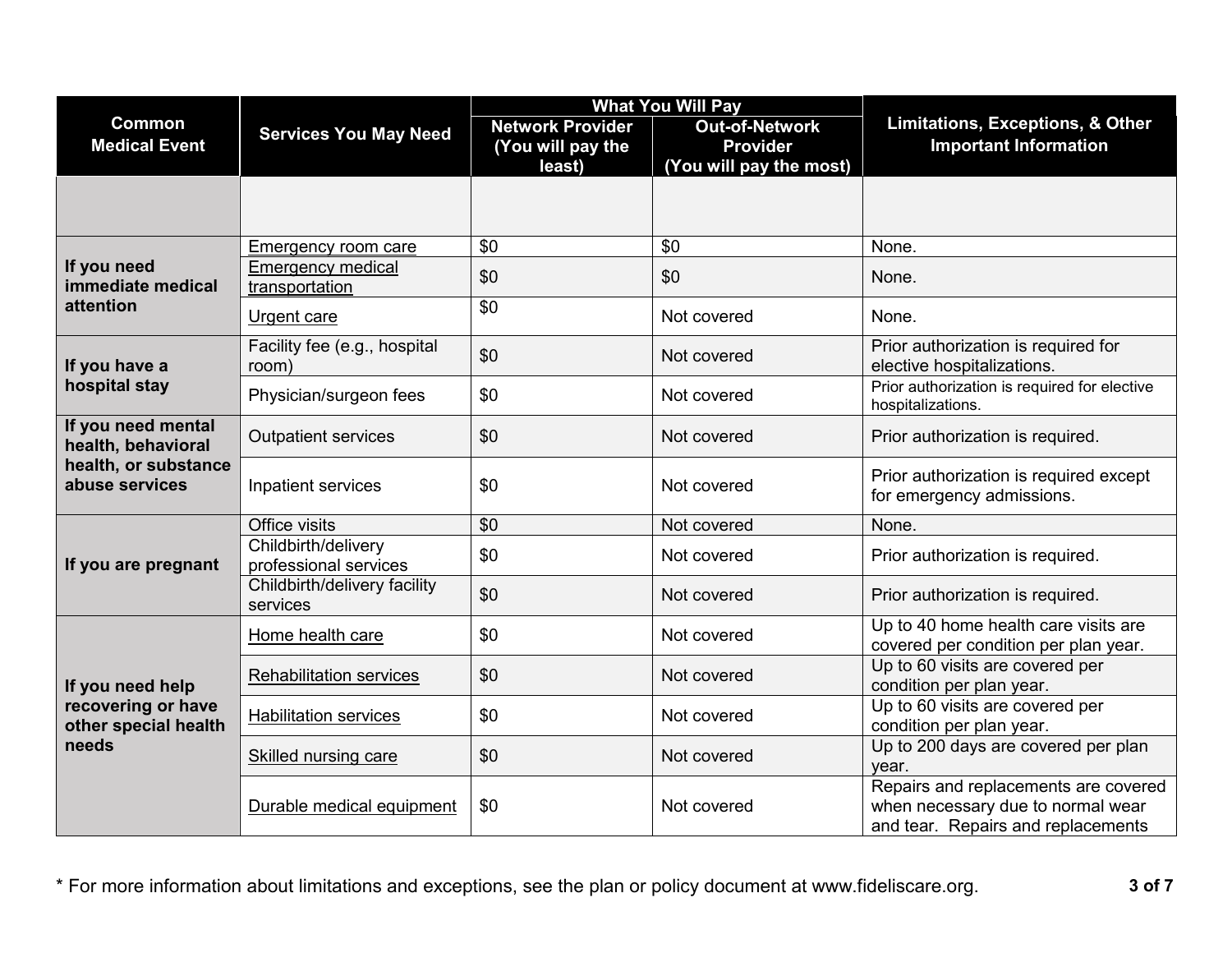| Common Medical Event | Services You May Need | What You Will Pay | | Limitations, Exceptions, & Other Important Information |
|---|---|---|---|---|
| | | Network Provider (You will pay the least) | Out-of-Network Provider (You will pay the most) | |
| | | | | |
| If you need immediate medical attention | Emergency room care | $0 | $0 | None. |
| | Emergency medical transportation | $0 | $0 | None. |
| | Urgent care | $0 | Not covered | None. |
| If you have a hospital stay | Facility fee (e.g., hospital room) | $0 | Not covered | Prior authorization is required for elective hospitalizations. |
| | Physician/surgeon fees | $0 | Not covered | Prior authorization is required for elective hospitalizations. |
| If you need mental health, behavioral health, or substance abuse services | Outpatient services | $0 | Not covered | Prior authorization is required. |
| | Inpatient services | $0 | Not covered | Prior authorization is required except for emergency admissions. |
| If you are pregnant | Office visits | $0 | Not covered | None. |
| | Childbirth/delivery professional services | $0 | Not covered | Prior authorization is required. |
| | Childbirth/delivery facility services | $0 | Not covered | Prior authorization is required. |
| If you need help recovering or have other special health needs | Home health care | $0 | Not covered | Up to 40 home health care visits are covered per condition per plan year. |
| | Rehabilitation services | $0 | Not covered | Up to 60 visits are covered per condition per plan year. |
| | Habilitation services | $0 | Not covered | Up to 60 visits are covered per condition per plan year. |
| | Skilled nursing care | $0 | Not covered | Up to 200 days are covered per plan year. |
| | Durable medical equipment | $0 | Not covered | Repairs and replacements are covered when necessary due to normal wear and tear. Repairs and replacements |

* For more information about limitations and exceptions, see the plan or policy document at www.fideliscare.org.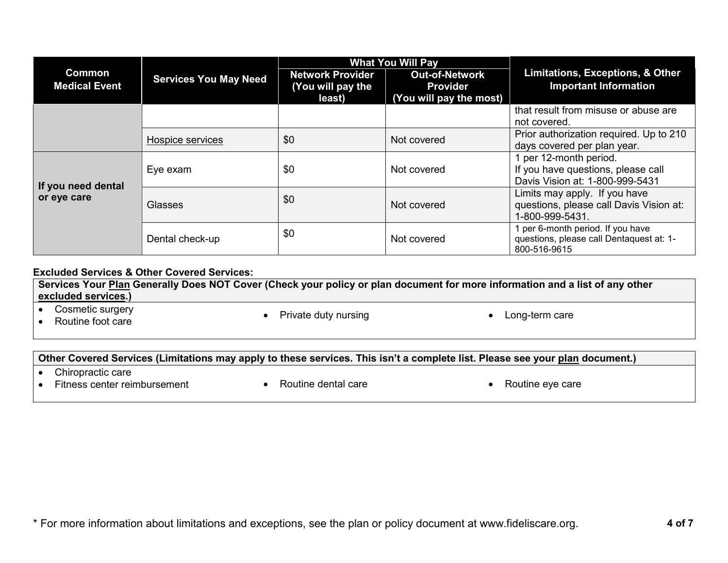| Common Medical Event | Services You May Need | What You Will Pay | | Limitations, Exceptions, & Other Important Information |
|---|---|---|---|---|
| | | Network Provider (You will pay the least) | Out-of-Network Provider (You will pay the most) | |
| | | | | that result from misuse or abuse are not covered. |
| | Hospice services | $0 | Not covered | Prior authorization required. Up to 210 days covered per plan year. |
| If you need dental or eye care | Eye exam | $0 | Not covered | 1 per 12-month period. If you have questions, please call Davis Vision at: 1-800-999-5431 |
| | Glasses | $0 | Not covered | Limits may apply. If you have questions, please call Davis Vision at: 1-800-999-5431. |
| | Dental check-up | $0 | Not covered | 1 per 6-month period. If you have questions, please call Dentaquest at: 1-800-516-9615 |

**Excluded Services & Other Covered Services:**

| Services Your Plan Generally Does NOT Cover (Check your policy or plan document for more information and a list of any other excluded services.) |
|---|
| • Cosmetic surgery<br>• Routine foot care<br>• Private duty nursing<br>• Long-term care |

| Other Covered Services (Limitations may apply to these services. This isn't a complete list. Please see your plan document.) |
|---|
| • Chiropractic care<br>• Fitness center reimbursement<br>• Routine dental care<br>• Routine eye care |

* For more information about limitations and exceptions, see the plan or policy document at www.fideliscare.org.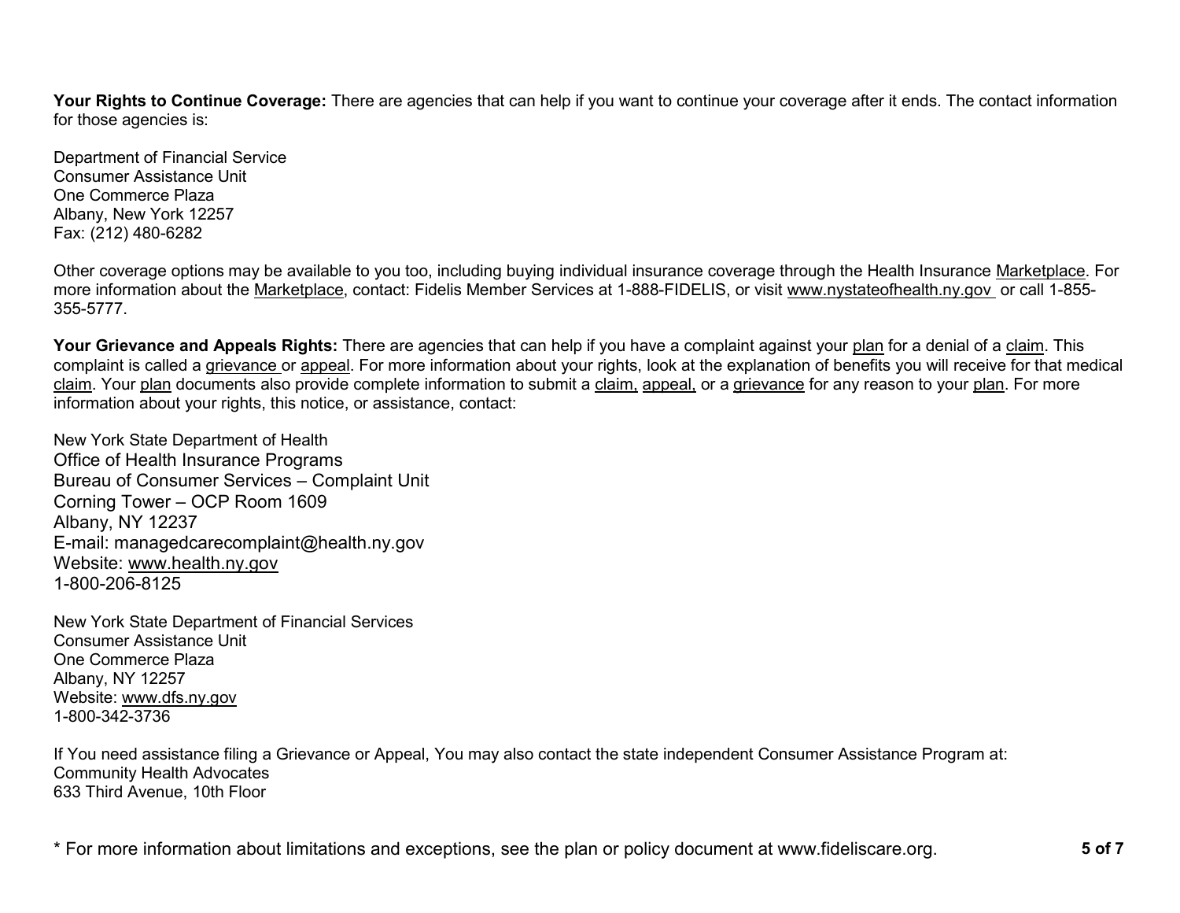**Your Rights to Continue Coverage:** There are agencies that can help if you want to continue your coverage after it ends. The contact information for those agencies is:

Department of Financial Service
Consumer Assistance Unit
One Commerce Plaza
Albany, New York 12257
Fax: (212) 480-6282

Other coverage options may be available to you too, including buying individual insurance coverage through the Health Insurance Marketplace. For more information about the Marketplace, contact: Fidelis Member Services at 1-888-FIDELIS, or visit www.nystateofhealth.ny.gov or call 1-855-355-5777.

**Your Grievance and Appeals Rights:** There are agencies that can help if you have a complaint against your plan for a denial of a claim. This complaint is called a grievance or appeal. For more information about your rights, look at the explanation of benefits you will receive for that medical claim. Your plan documents also provide complete information to submit a claim, appeal, or a grievance for any reason to your plan. For more information about your rights, this notice, or assistance, contact:

New York State Department of Health
Office of Health Insurance Programs
Bureau of Consumer Services – Complaint Unit
Corning Tower – OCP Room 1609
Albany, NY 12237
E-mail: managedcarecomplaint@health.ny.gov
Website: www.health.ny.gov
1-800-206-8125

New York State Department of Financial Services
Consumer Assistance Unit
One Commerce Plaza
Albany, NY 12257
Website: www.dfs.ny.gov
1-800-342-3736

If You need assistance filing a Grievance or Appeal, You may also contact the state independent Consumer Assistance Program at:
Community Health Advocates
633 Third Avenue, 10th Floor

\* For more information about limitations and exceptions, see the plan or policy document at www.fideliscare.org.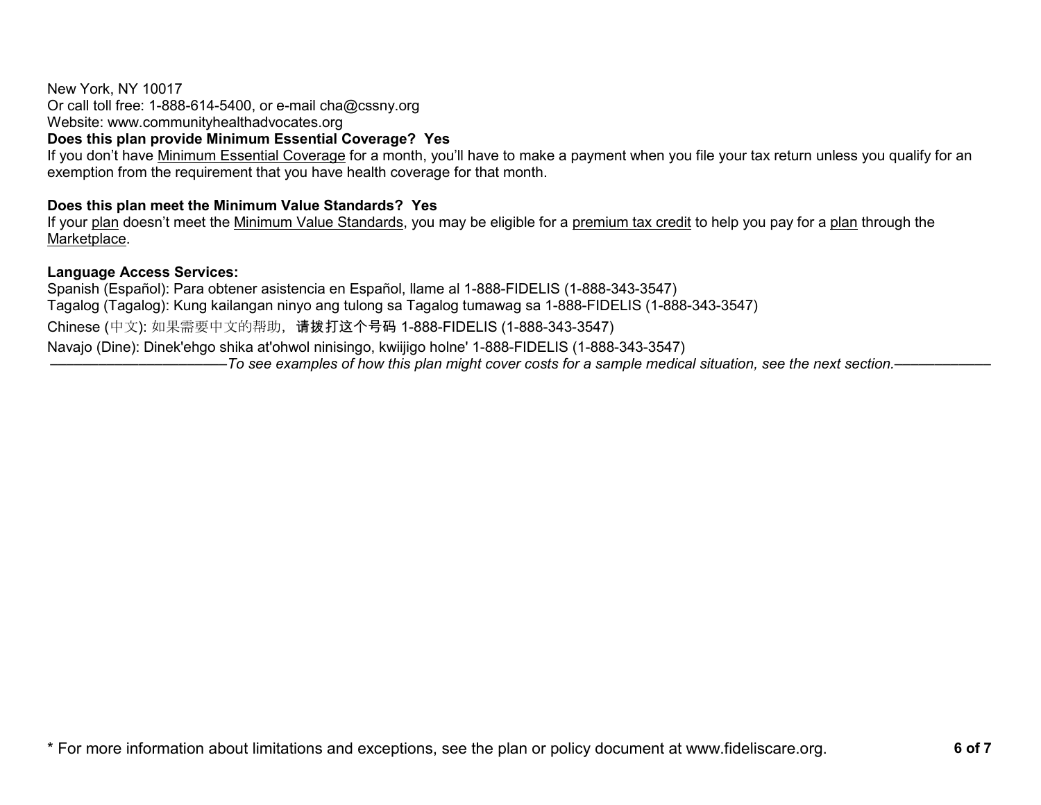New York, NY 10017
Or call toll free: 1-888-614-5400, or e-mail cha@cssny.org
Website: www.communityhealthadvocates.org

**Does this plan provide Minimum Essential Coverage? Yes**

If you don't have Minimum Essential Coverage for a month, you'll have to make a payment when you file your tax return unless you qualify for an exemption from the requirement that you have health coverage for that month.

**Does this plan meet the Minimum Value Standards? Yes**

If your plan doesn't meet the Minimum Value Standards, you may be eligible for a premium tax credit to help you pay for a plan through the Marketplace.

**Language Access Services:**

Spanish (Español): Para obtener asistencia en Español, llame al 1-888-FIDELIS (1-888-343-3547)
Tagalog (Tagalog): Kung kailangan ninyo ang tulong sa Tagalog tumawag sa 1-888-FIDELIS (1-888-343-3547)
Chinese (中文): 如果需要中文的帮助，请拨打这个号码 1-888-FIDELIS (1-888-343-3547)
Navajo (Dine): Dinek'ehgo shika at'ohwol ninisingo, kwiijigo holne' 1-888-FIDELIS (1-888-343-3547)

———————————*To see examples of how this plan might cover costs for a sample medical situation, see the next section.*———————

\* For more information about limitations and exceptions, see the plan or policy document at www.fideliscare.org.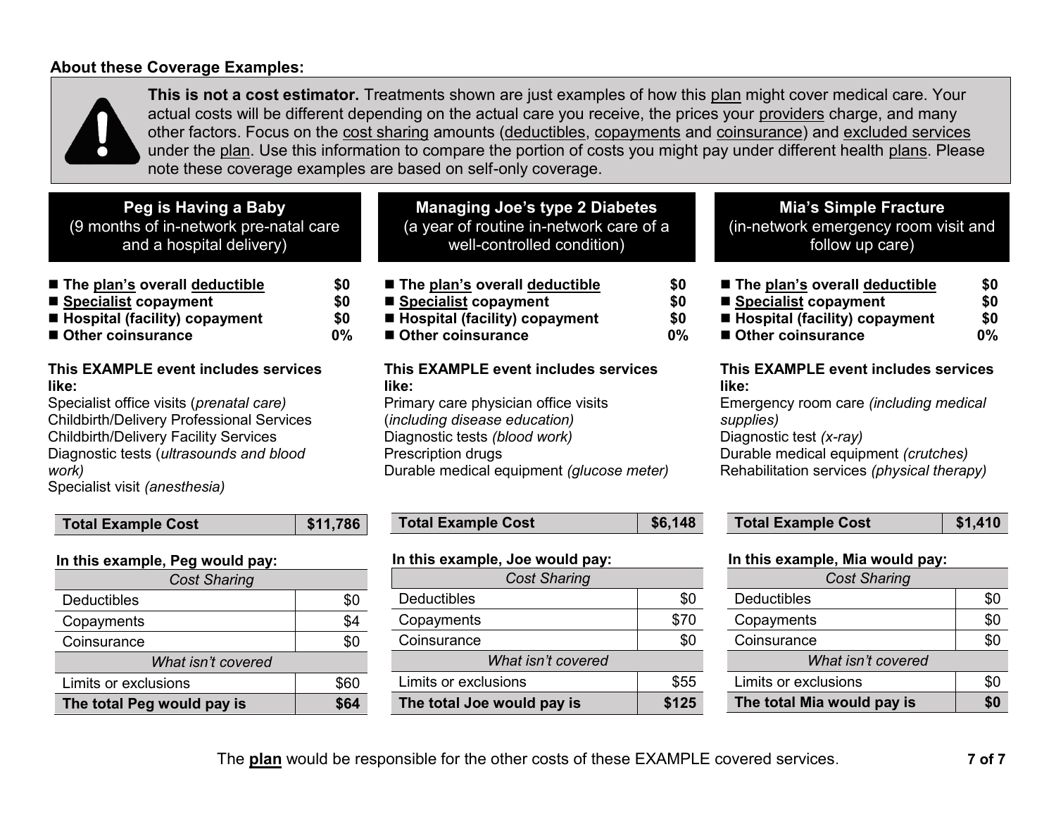**About these Coverage Examples:**

**This is not a cost estimator.** Treatments shown are just examples of how this plan might cover medical care. Your actual costs will be different depending on the actual care you receive, the prices your providers charge, and many other factors. Focus on the cost sharing amounts (deductibles, copayments and coinsurance) and excluded services under the plan. Use this information to compare the portion of costs you might pay under different health plans. Please note these coverage examples are based on self-only coverage.

## Peg is Having a Baby
(9 months of in-network pre-natal care and a hospital delivery)

| | |
|---|---|
| ■ **The plan's overall deductible** | **$0** |
| ■ **Specialist copayment** | **$0** |
| ■ **Hospital (facility) copayment** | **$0** |
| ■ **Other coinsurance** | **0%** |

**This EXAMPLE event includes services like:**
Specialist office visits (*prenatal care)*
Childbirth/Delivery Professional Services
Childbirth/Delivery Facility Services
Diagnostic tests (*ultrasounds and blood work)*
Specialist visit *(anesthesia)*

| **Total Example Cost** | **$11,786** |
|---|---|

**In this example, Peg would pay:**

| *Cost Sharing* | |
|---|---|
| Deductibles | $0 |
| Copayments | $4 |
| Coinsurance | $0 |
| *What isn't covered* | |
| Limits or exclusions | $60 |
| **The total Peg would pay is** | **$64** |

## Managing Joe's type 2 Diabetes
(a year of routine in-network care of a well-controlled condition)

| | |
|---|---|
| ■ **The plan's overall deductible** | **$0** |
| ■ **Specialist copayment** | **$0** |
| ■ **Hospital (facility) copayment** | **$0** |
| ■ **Other coinsurance** | **0%** |

**This EXAMPLE event includes services like:**
Primary care physician office visits (*including disease education)*
Diagnostic tests *(blood work)*
Prescription drugs
Durable medical equipment *(glucose meter)*

| **Total Example Cost** | **$6,148** |
|---|---|

**In this example, Joe would pay:**

| *Cost Sharing* | |
|---|---|
| Deductibles | $0 |
| Copayments | $70 |
| Coinsurance | $0 |
| *What isn't covered* | |
| Limits or exclusions | $55 |
| **The total Joe would pay is** | **$125** |

## Mia's Simple Fracture
(in-network emergency room visit and follow up care)

| | |
|---|---|
| ■ **The plan's overall deductible** | **$0** |
| ■ **Specialist copayment** | **$0** |
| ■ **Hospital (facility) copayment** | **$0** |
| ■ **Other coinsurance** | **0%** |

**This EXAMPLE event includes services like:**
Emergency room care *(including medical supplies)*
Diagnostic test *(x-ray)*
Durable medical equipment *(crutches)*
Rehabilitation services *(physical therapy)*

| **Total Example Cost** | **$1,410** |
|---|---|

**In this example, Mia would pay:**

| *Cost Sharing* | |
|---|---|
| Deductibles | $0 |
| Copayments | $0 |
| Coinsurance | $0 |
| *What isn't covered* | |
| Limits or exclusions | $0 |
| **The total Mia would pay is** | **$0** |

The **plan** would be responsible for the other costs of these EXAMPLE covered services.